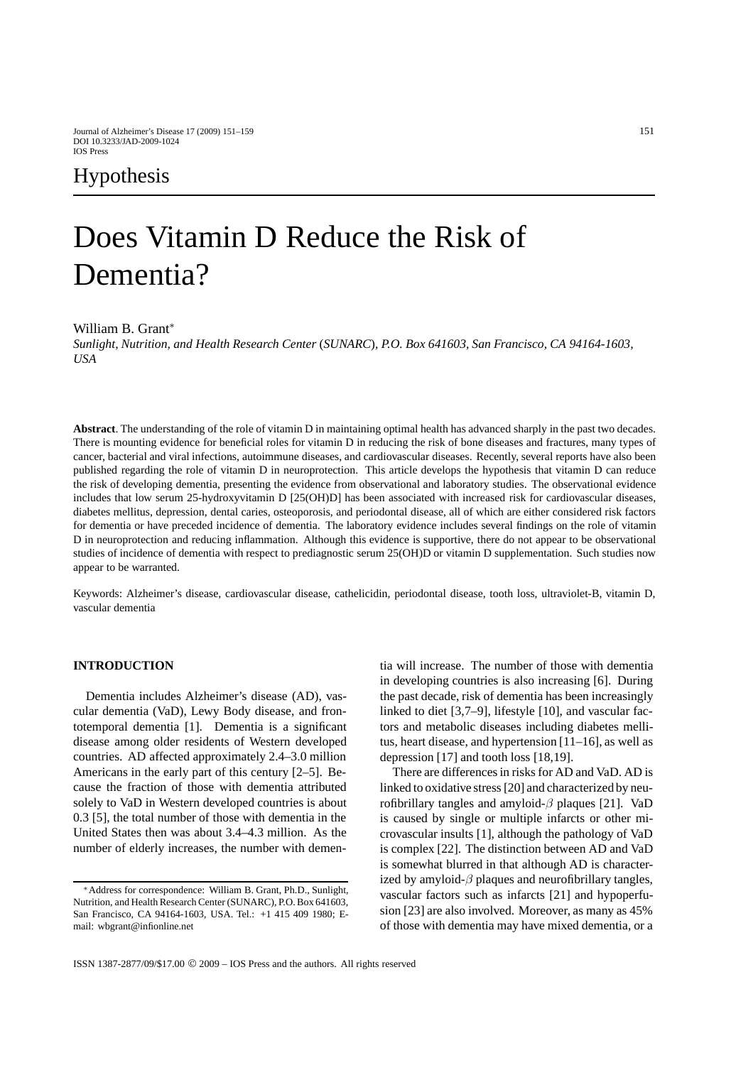Hypothesis

# Does Vitamin D Reduce the Risk of Dementia?

William B. Grant*

*Sunlight, Nutrition, and Health Research Center (SUNARC), P.O. Box 641603, San Francisco, CA 94164-1603, USA*

**Abstract**. The understanding of the role of vitamin D in maintaining optimal health has advanced sharply in the past two decades. There is mounting evidence for beneficial roles for vitamin D in reducing the risk of bone diseases and fractures, many types of cancer, bacterial and viral infections, autoimmune diseases, and cardiovascular diseases. Recently, several reports have also been published regarding the role of vitamin D in neuroprotection. This article develops the hypothesis that vitamin D can reduce the risk of developing dementia, presenting the evidence from observational and laboratory studies. The observational evidence includes that low serum 25-hydroxyvitamin D [25(OH)D] has been associated with increased risk for cardiovascular diseases, diabetes mellitus, depression, dental caries, osteoporosis, and periodontal disease, all of which are either considered risk factors for dementia or have preceded incidence of dementia. The laboratory evidence includes several findings on the role of vitamin D in neuroprotection and reducing inflammation. Although this evidence is supportive, there do not appear to be observational studies of incidence of dementia with respect to prediagnostic serum 25(OH)D or vitamin D supplementation. Such studies now appear to be warranted.

Keywords: Alzheimer's disease, cardiovascular disease, cathelicidin, periodontal disease, tooth loss, ultraviolet-B, vitamin D, vascular dementia

## INTRODUCTION

Dementia includes Alzheimer's disease (AD), vascular dementia (VaD), Lewy Body disease, and frontotemporal dementia [1]. Dementia is a significant disease among older residents of Western developed countries. AD affected approximately 2.4–3.0 million Americans in the early part of this century [2–5]. Because the fraction of those with dementia attributed solely to VaD in Western developed countries is about 0.3 [5], the total number of those with dementia in the United States then was about 3.4–4.3 million. As the number of elderly increases, the number with dementia will increase. The number of those with dementia in developing countries is also increasing [6]. During the past decade, risk of dementia has been increasingly linked to diet [3,7–9], lifestyle [10], and vascular factors and metabolic diseases including diabetes mellitus, heart disease, and hypertension [11–16], as well as depression [17] and tooth loss [18,19].

There are differences in risks for AD and VaD. AD is linked to oxidative stress [20] and characterized by neurofibrillary tangles and amyloid-$\beta$ plaques [21]. VaD is caused by single or multiple infarcts or other microvascular insults [1], although the pathology of VaD is complex [22]. The distinction between AD and VaD is somewhat blurred in that although AD is characterized by amyloid-$\beta$ plaques and neurofibrillary tangles, vascular factors such as infarcts [21] and hypoperfusion [23] are also involved. Moreover, as many as 45% of those with dementia may have mixed dementia, or a

*Address for correspondence: William B. Grant, Ph.D., Sunlight, Nutrition, and Health Research Center (SUNARC), P.O. Box 641603, San Francisco, CA 94164-1603, USA. Tel.: +1 415 409 1980; E-mail: wbgrant@infionline.net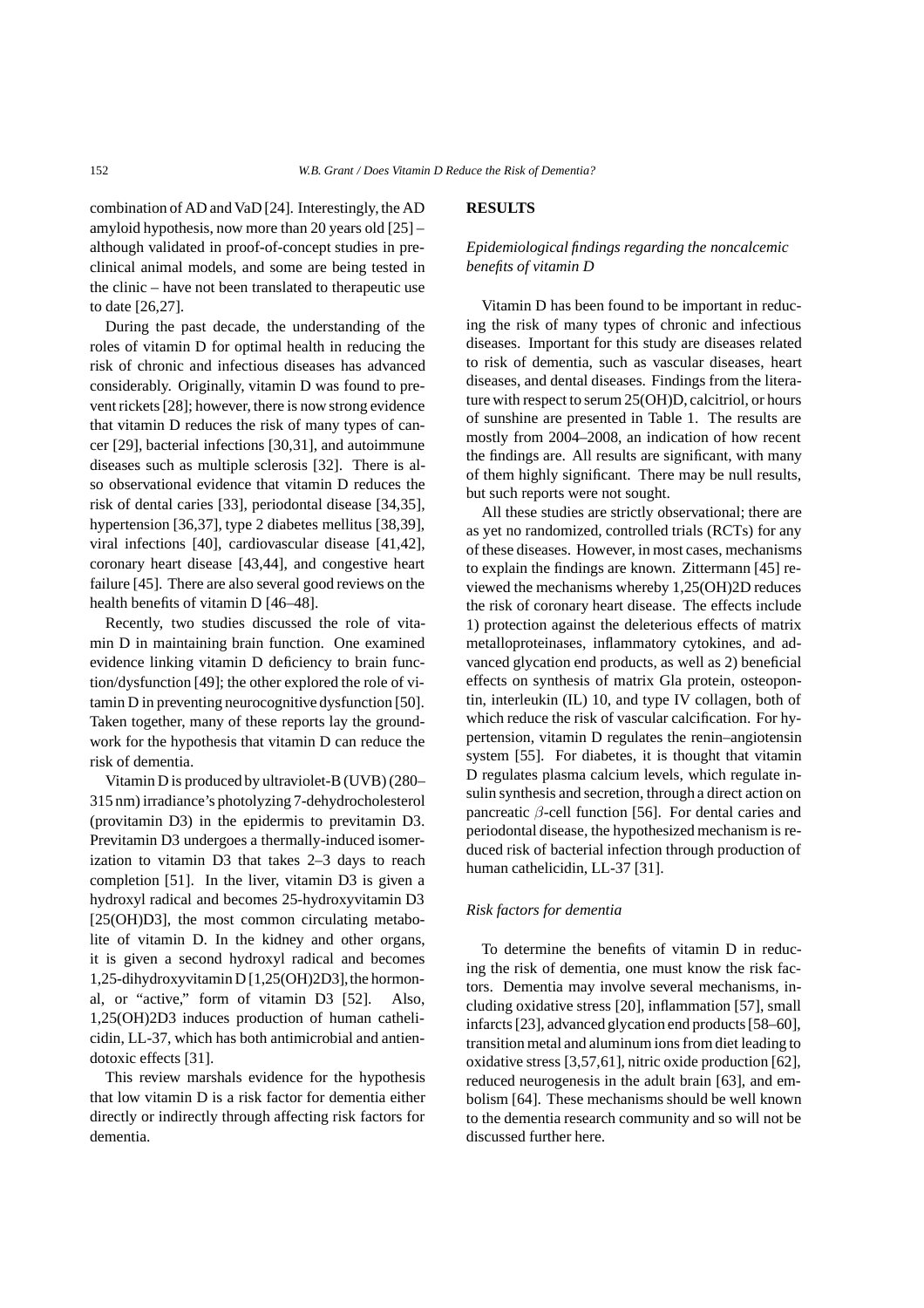combination of AD and VaD [24]. Interestingly, the AD amyloid hypothesis, now more than 20 years old [25] – although validated in proof-of-concept studies in preclinical animal models, and some are being tested in the clinic – have not been translated to therapeutic use to date [26,27].

During the past decade, the understanding of the roles of vitamin D for optimal health in reducing the risk of chronic and infectious diseases has advanced considerably. Originally, vitamin D was found to prevent rickets [28]; however, there is now strong evidence that vitamin D reduces the risk of many types of cancer [29], bacterial infections [30,31], and autoimmune diseases such as multiple sclerosis [32]. There is also observational evidence that vitamin D reduces the risk of dental caries [33], periodontal disease [34,35], hypertension [36,37], type 2 diabetes mellitus [38,39], viral infections [40], cardiovascular disease [41,42], coronary heart disease [43,44], and congestive heart failure [45]. There are also several good reviews on the health benefits of vitamin D [46–48].

Recently, two studies discussed the role of vitamin D in maintaining brain function. One examined evidence linking vitamin D deficiency to brain function/dysfunction [49]; the other explored the role of vitamin D in preventing neurocognitive dysfunction [50]. Taken together, many of these reports lay the groundwork for the hypothesis that vitamin D can reduce the risk of dementia.

Vitamin D is produced by ultraviolet-B (UVB) (280–315 nm) irradiance's photolyzing 7-dehydrocholesterol (provitamin D3) in the epidermis to previtamin D3. Previtamin D3 undergoes a thermally-induced isomerization to vitamin D3 that takes 2–3 days to reach completion [51]. In the liver, vitamin D3 is given a hydroxyl radical and becomes 25-hydroxyvitamin D3 [25(OH)D3], the most common circulating metabolite of vitamin D. In the kidney and other organs, it is given a second hydroxyl radical and becomes 1,25-dihydroxyvitamin D [1,25(OH)2D3], the hormonal, or "active," form of vitamin D3 [52]. Also, 1,25(OH)2D3 induces production of human cathelicidin, LL-37, which has both antimicrobial and antiendotoxic effects [31].

This review marshals evidence for the hypothesis that low vitamin D is a risk factor for dementia either directly or indirectly through affecting risk factors for dementia.

## RESULTS

### *Epidemiological findings regarding the noncalcemic benefits of vitamin D*

Vitamin D has been found to be important in reducing the risk of many types of chronic and infectious diseases. Important for this study are diseases related to risk of dementia, such as vascular diseases, heart diseases, and dental diseases. Findings from the literature with respect to serum 25(OH)D, calcitriol, or hours of sunshine are presented in Table 1. The results are mostly from 2004–2008, an indication of how recent the findings are. All results are significant, with many of them highly significant. There may be null results, but such reports were not sought.

All these studies are strictly observational; there are as yet no randomized, controlled trials (RCTs) for any of these diseases. However, in most cases, mechanisms to explain the findings are known. Zittermann [45] reviewed the mechanisms whereby 1,25(OH)2D reduces the risk of coronary heart disease. The effects include 1) protection against the deleterious effects of matrix metalloproteinases, inflammatory cytokines, and advanced glycation end products, as well as 2) beneficial effects on synthesis of matrix Gla protein, osteopontin, interleukin (IL) 10, and type IV collagen, both of which reduce the risk of vascular calcification. For hypertension, vitamin D regulates the renin–angiotensin system [55]. For diabetes, it is thought that vitamin D regulates plasma calcium levels, which regulate insulin synthesis and secretion, through a direct action on pancreatic $\beta$-cell function [56]. For dental caries and periodontal disease, the hypothesized mechanism is reduced risk of bacterial infection through production of human cathelicidin, LL-37 [31].

### *Risk factors for dementia*

To determine the benefits of vitamin D in reducing the risk of dementia, one must know the risk factors. Dementia may involve several mechanisms, including oxidative stress [20], inflammation [57], small infarcts [23], advanced glycation end products [58–60], transition metal and aluminum ions from diet leading to oxidative stress [3,57,61], nitric oxide production [62], reduced neurogenesis in the adult brain [63], and embolism [64]. These mechanisms should be well known to the dementia research community and so will not be discussed further here.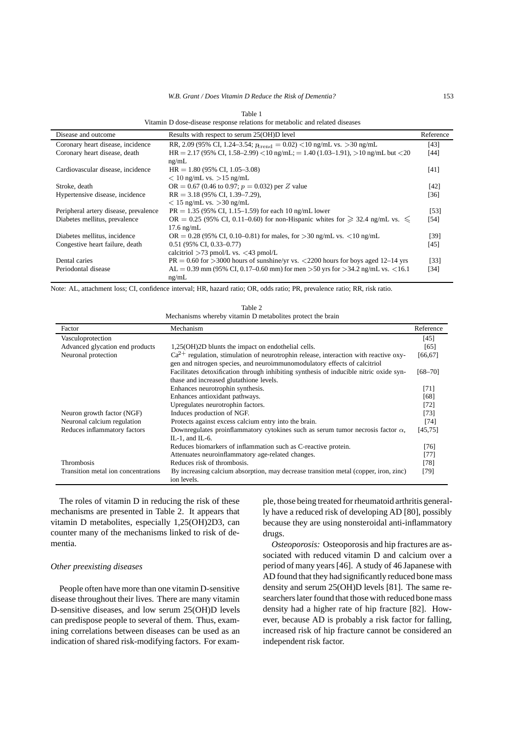Table 1
Vitamin D dose-disease response relations for metabolic and related diseases

| Disease and outcome | Results with respect to serum 25(OH)D level | Reference |
|---|---|---|
| Coronary heart disease, incidence | RR, 2.09 (95% CI, 1.24–3.54; $p_{\text{trend}} = 0.02$) <10 ng/mL vs. >30 ng/mL | [43] |
| Coronary heart disease, death | HR = 2.17 (95% CI, 1.58–2.99) <10 ng/mL; = 1.40 (1.03–1.91), >10 ng/mL but <20 ng/mL | [44] |
| Cardiovascular disease, incidence | HR = 1.80 (95% CI, 1.05–3.08) < 10 ng/mL vs. >15 ng/mL | [41] |
| Stroke, death | OR = 0.67 (0.46 to 0.97; $p = 0.032$) per $Z$ value | [42] |
| Hypertensive disease, incidence | RR = 3.18 (95% CI, 1.39–7.29), < 15 ng/mL vs. >30 ng/mL | [36] |
| Peripheral artery disease, prevalence | PR = 1.35 (95% CI, 1.15–1.59) for each 10 ng/mL lower | [53] |
| Diabetes mellitus, prevalence | OR = 0.25 (95% CI, 0.11–0.60) for non-Hispanic whites for $\geqslant$ 32.4 ng/mL vs. $\leqslant$ 17.6 ng/mL | [54] |
| Diabetes mellitus, incidence | OR = 0.28 (95% CI, 0.10–0.81) for males, for >30 ng/mL vs. <10 ng/mL | [39] |
| Congestive heart failure, death | 0.51 (95% CI, 0.33–0.77) calcitriol >73 pmol/L vs. <43 pmol/L | [45] |
| Dental caries | PR = 0.60 for >3000 hours of sunshine/yr vs. <2200 hours for boys aged 12–14 yrs | [33] |
| Periodontal disease | AL = 0.39 mm (95% CI, 0.17–0.60 mm) for men >50 yrs for >34.2 ng/mL vs. <16.1 ng/mL | [34] |

Note: AL, attachment loss; CI, confidence interval; HR, hazard ratio; OR, odds ratio; PR, prevalence ratio; RR, risk ratio.

Table 2
Mechanisms whereby vitamin D metabolites protect the brain

| Factor | Mechanism | Reference |
|---|---|---|
| Vasculoprotection | | [45] |
| Advanced glycation end products | 1,25(OH)2D blunts the impact on endothelial cells. | [65] |
| Neuronal protection | $Ca^{2+}$ regulation, stimulation of neurotrophin release, interaction with reactive oxygen and nitrogen species, and neuroimmunomodulatory effects of calcitriol | [66,67] |
| | Facilitates detoxification through inhibiting synthesis of inducible nitric oxide synthase and increased glutathione levels. | [68–70] |
| | Enhances neurotrophin synthesis. | [71] |
| | Enhances antioxidant pathways. | [68] |
| | Upregulates neurotrophin factors. | [72] |
| Neuron growth factor (NGF) | Induces production of NGF. | [73] |
| Neuronal calcium regulation | Protects against excess calcium entry into the brain. | [74] |
| Reduces inflammatory factors | Downregulates proinflammatory cytokines such as serum tumor necrosis factor $\alpha$, IL-1, and IL-6. | [45,75] |
| | Reduces biomarkers of inflammation such as C-reactive protein. | [76] |
| | Attenuates neuroinflammatory age-related changes. | [77] |
| Thrombosis | Reduces risk of thrombosis. | [78] |
| Transition metal ion concentrations | By increasing calcium absorption, may decrease transition metal (copper, iron, zinc) ion levels. | [79] |

The roles of vitamin D in reducing the risk of these mechanisms are presented in Table 2. It appears that vitamin D metabolites, especially 1,25(OH)2D3, can counter many of the mechanisms linked to risk of dementia.

### *Other preexisting diseases*

People often have more than one vitamin D-sensitive disease throughout their lives. There are many vitamin D-sensitive diseases, and low serum 25(OH)D levels can predispose people to several of them. Thus, examining correlations between diseases can be used as an indication of shared risk-modifying factors. For example, those being treated for rheumatoid arthritis generally have a reduced risk of developing AD [80], possibly because they are using nonsteroidal anti-inflammatory drugs.

*Osteoporosis:* Osteoporosis and hip fractures are associated with reduced vitamin D and calcium over a period of many years [46]. A study of 46 Japanese with AD found that they had significantly reduced bone mass density and serum 25(OH)D levels [81]. The same researchers later found that those with reduced bone mass density had a higher rate of hip fracture [82]. However, because AD is probably a risk factor for falling, increased risk of hip fracture cannot be considered an independent risk factor.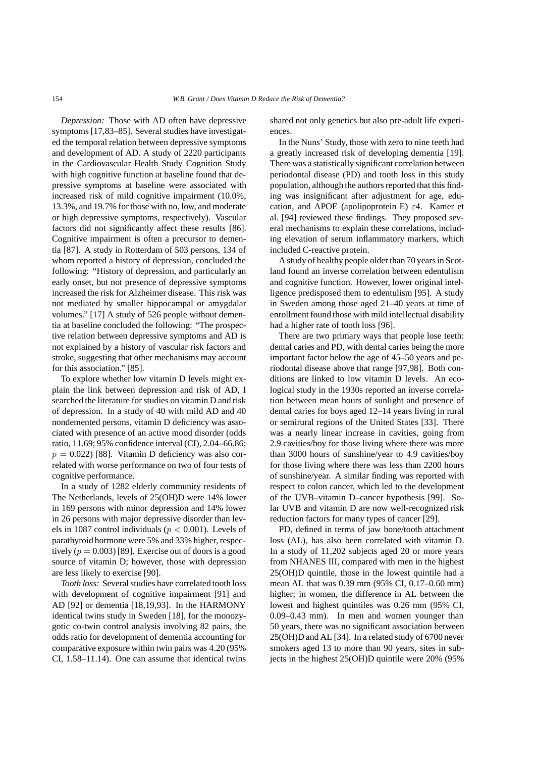*Depression:* Those with AD often have depressive symptoms [17,83–85]. Several studies have investigated the temporal relation between depressive symptoms and development of AD. A study of 2220 participants in the Cardiovascular Health Study Cognition Study with high cognitive function at baseline found that depressive symptoms at baseline were associated with increased risk of mild cognitive impairment (10.0%, 13.3%, and 19.7% for those with no, low, and moderate or high depressive symptoms, respectively). Vascular factors did not significantly affect these results [86]. Cognitive impairment is often a precursor to dementia [87]. A study in Rotterdam of 503 persons, 134 of whom reported a history of depression, concluded the following: "History of depression, and particularly an early onset, but not presence of depressive symptoms increased the risk for Alzheimer disease. This risk was not mediated by smaller hippocampal or amygdalar volumes." [17] A study of 526 people without dementia at baseline concluded the following: "The prospective relation between depressive symptoms and AD is not explained by a history of vascular risk factors and stroke, suggesting that other mechanisms may account for this association." [85].

To explore whether low vitamin D levels might explain the link between depression and risk of AD, I searched the literature for studies on vitamin D and risk of depression. In a study of 40 with mild AD and 40 nondemented persons, vitamin D deficiency was associated with presence of an active mood disorder (odds ratio, 11.69; 95% confidence interval (CI), 2.04–66.86; $p = 0.022$) [88]. Vitamin D deficiency was also correlated with worse performance on two of four tests of cognitive performance.

In a study of 1282 elderly community residents of The Netherlands, levels of 25(OH)D were 14% lower in 169 persons with minor depression and 14% lower in 26 persons with major depressive disorder than levels in 1087 control individuals ($p < 0.001$). Levels of parathyroid hormone were 5% and 33% higher, respectively ($p = 0.003$) [89]. Exercise out of doors is a good source of vitamin D; however, those with depression are less likely to exercise [90].

*Tooth loss:* Several studies have correlated tooth loss with development of cognitive impairment [91] and AD [92] or dementia [18,19,93]. In the HARMONY identical twins study in Sweden [18], for the monozygotic co-twin control analysis involving 82 pairs, the odds ratio for development of dementia accounting for comparative exposure within twin pairs was 4.20 (95% CI, 1.58–11.14). One can assume that identical twins shared not only genetics but also pre-adult life experiences.

In the Nuns' Study, those with zero to nine teeth had a greatly increased risk of developing dementia [19]. There was a statistically significant correlation between periodontal disease (PD) and tooth loss in this study population, although the authors reported that this finding was insignificant after adjustment for age, education, and APOE (apolipoprotein E) $\varepsilon 4$. Kamer et al. [94] reviewed these findings. They proposed several mechanisms to explain these correlations, including elevation of serum inflammatory markers, which included C-reactive protein.

A study of healthy people older than 70 years in Scotland found an inverse correlation between edentulism and cognitive function. However, lower original intelligence predisposed them to edentulism [95]. A study in Sweden among those aged 21–40 years at time of enrollment found those with mild intellectual disability had a higher rate of tooth loss [96].

There are two primary ways that people lose teeth: dental caries and PD, with dental caries being the more important factor below the age of 45–50 years and periodontal disease above that range [97,98]. Both conditions are linked to low vitamin D levels. An ecological study in the 1930s reported an inverse correlation between mean hours of sunlight and presence of dental caries for boys aged 12–14 years living in rural or semirural regions of the United States [33]. There was a nearly linear increase in cavities, going from 2.9 cavities/boy for those living where there was more than 3000 hours of sunshine/year to 4.9 cavities/boy for those living where there was less than 2200 hours of sunshine/year. A similar finding was reported with respect to colon cancer, which led to the development of the UVB–vitamin D–cancer hypothesis [99]. Solar UVB and vitamin D are now well-recognized risk reduction factors for many types of cancer [29].

PD, defined in terms of jaw bone/tooth attachment loss (AL), has also been correlated with vitamin D. In a study of 11,202 subjects aged 20 or more years from NHANES III, compared with men in the highest 25(OH)D quintile, those in the lowest quintile had a mean AL that was 0.39 mm (95% CI, 0.17–0.60 mm) higher; in women, the difference in AL between the lowest and highest quintiles was 0.26 mm (95% CI, 0.09–0.43 mm). In men and women younger than 50 years, there was no significant association between 25(OH)D and AL [34]. In a related study of 6700 never smokers aged 13 to more than 90 years, sites in subjects in the highest 25(OH)D quintile were 20% (95%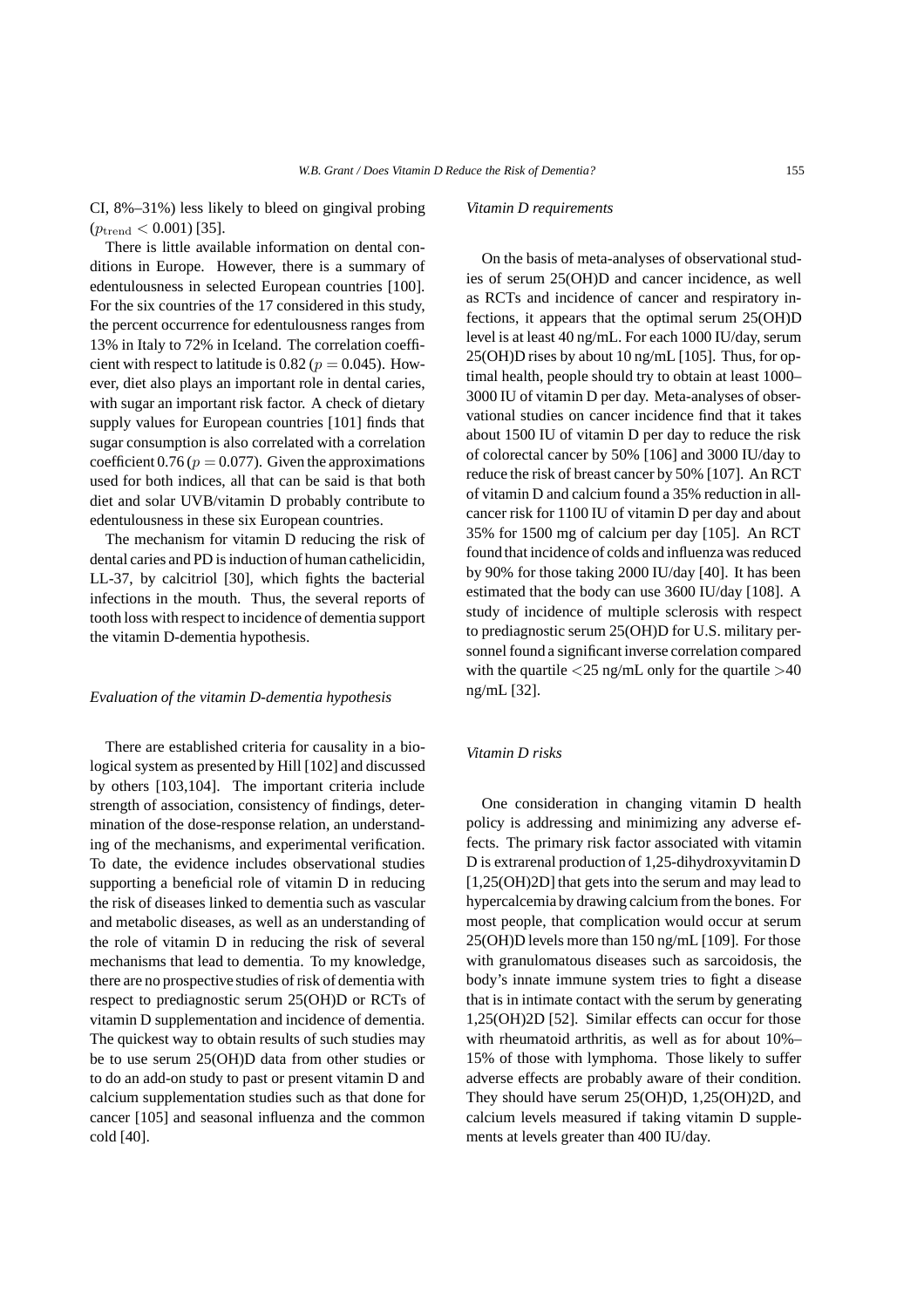CI, 8%–31%) less likely to bleed on gingival probing ($p_{\text{trend}} < 0.001$) [35].

There is little available information on dental conditions in Europe. However, there is a summary of edentulousness in selected European countries [100]. For the six countries of the 17 considered in this study, the percent occurrence for edentulousness ranges from 13% in Italy to 72% in Iceland. The correlation coefficient with respect to latitude is 0.82 ($p = 0.045$). However, diet also plays an important role in dental caries, with sugar an important risk factor. A check of dietary supply values for European countries [101] finds that sugar consumption is also correlated with a correlation coefficient 0.76 ($p = 0.077$). Given the approximations used for both indices, all that can be said is that both diet and solar UVB/vitamin D probably contribute to edentulousness in these six European countries.

The mechanism for vitamin D reducing the risk of dental caries and PD is induction of human cathelicidin, LL-37, by calcitriol [30], which fights the bacterial infections in the mouth. Thus, the several reports of tooth loss with respect to incidence of dementia support the vitamin D-dementia hypothesis.

### *Evaluation of the vitamin D-dementia hypothesis*

There are established criteria for causality in a biological system as presented by Hill [102] and discussed by others [103,104]. The important criteria include strength of association, consistency of findings, determination of the dose-response relation, an understanding of the mechanisms, and experimental verification. To date, the evidence includes observational studies supporting a beneficial role of vitamin D in reducing the risk of diseases linked to dementia such as vascular and metabolic diseases, as well as an understanding of the role of vitamin D in reducing the risk of several mechanisms that lead to dementia. To my knowledge, there are no prospective studies of risk of dementia with respect to prediagnostic serum 25(OH)D or RCTs of vitamin D supplementation and incidence of dementia. The quickest way to obtain results of such studies may be to use serum 25(OH)D data from other studies or to do an add-on study to past or present vitamin D and calcium supplementation studies such as that done for cancer [105] and seasonal influenza and the common cold [40].

### *Vitamin D requirements*

On the basis of meta-analyses of observational studies of serum 25(OH)D and cancer incidence, as well as RCTs and incidence of cancer and respiratory infections, it appears that the optimal serum 25(OH)D level is at least 40 ng/mL. For each 1000 IU/day, serum 25(OH)D rises by about 10 ng/mL [105]. Thus, for optimal health, people should try to obtain at least 1000–3000 IU of vitamin D per day. Meta-analyses of observational studies on cancer incidence find that it takes about 1500 IU of vitamin D per day to reduce the risk of colorectal cancer by 50% [106] and 3000 IU/day to reduce the risk of breast cancer by 50% [107]. An RCT of vitamin D and calcium found a 35% reduction in all-cancer risk for 1100 IU of vitamin D per day and about 35% for 1500 mg of calcium per day [105]. An RCT found that incidence of colds and influenza was reduced by 90% for those taking 2000 IU/day [40]. It has been estimated that the body can use 3600 IU/day [108]. A study of incidence of multiple sclerosis with respect to prediagnostic serum 25(OH)D for U.S. military personnel found a significant inverse correlation compared with the quartile <25 ng/mL only for the quartile >40 ng/mL [32].

### *Vitamin D risks*

One consideration in changing vitamin D health policy is addressing and minimizing any adverse effects. The primary risk factor associated with vitamin D is extrarenal production of 1,25-dihydroxyvitamin D [1,25(OH)2D] that gets into the serum and may lead to hypercalcemia by drawing calcium from the bones. For most people, that complication would occur at serum 25(OH)D levels more than 150 ng/mL [109]. For those with granulomatous diseases such as sarcoidosis, the body's innate immune system tries to fight a disease that is in intimate contact with the serum by generating 1,25(OH)2D [52]. Similar effects can occur for those with rheumatoid arthritis, as well as for about 10%–15% of those with lymphoma. Those likely to suffer adverse effects are probably aware of their condition. They should have serum 25(OH)D, 1,25(OH)2D, and calcium levels measured if taking vitamin D supplements at levels greater than 400 IU/day.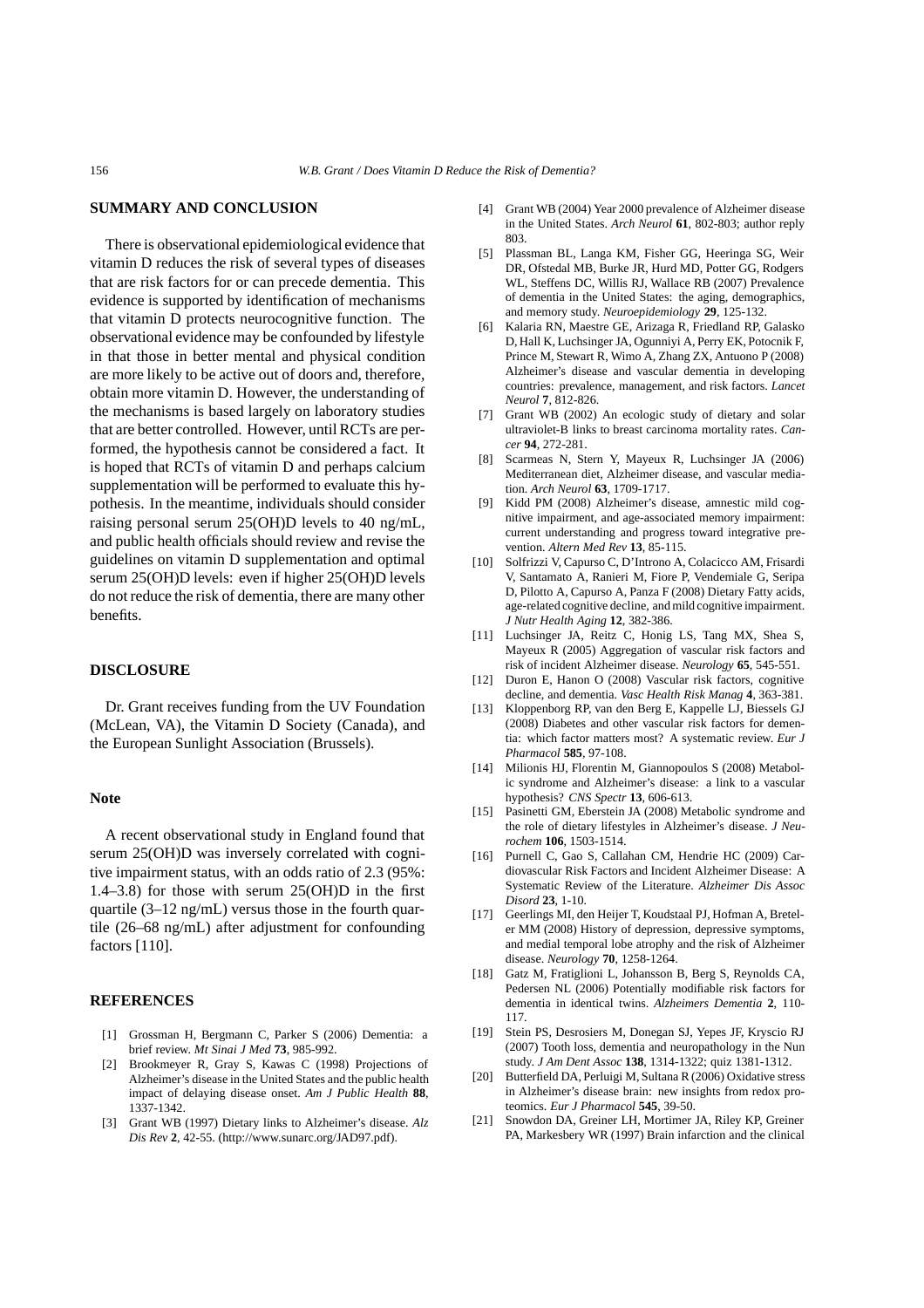## SUMMARY AND CONCLUSION

There is observational epidemiological evidence that vitamin D reduces the risk of several types of diseases that are risk factors for or can precede dementia. This evidence is supported by identification of mechanisms that vitamin D protects neurocognitive function. The observational evidence may be confounded by lifestyle in that those in better mental and physical condition are more likely to be active out of doors and, therefore, obtain more vitamin D. However, the understanding of the mechanisms is based largely on laboratory studies that are better controlled. However, until RCTs are performed, the hypothesis cannot be considered a fact. It is hoped that RCTs of vitamin D and perhaps calcium supplementation will be performed to evaluate this hypothesis. In the meantime, individuals should consider raising personal serum 25(OH)D levels to 40 ng/mL, and public health officials should review and revise the guidelines on vitamin D supplementation and optimal serum 25(OH)D levels: even if higher 25(OH)D levels do not reduce the risk of dementia, there are many other benefits.

## DISCLOSURE

Dr. Grant receives funding from the UV Foundation (McLean, VA), the Vitamin D Society (Canada), and the European Sunlight Association (Brussels).

## Note

A recent observational study in England found that serum 25(OH)D was inversely correlated with cognitive impairment status, with an odds ratio of 2.3 (95%: 1.4–3.8) for those with serum 25(OH)D in the first quartile (3–12 ng/mL) versus those in the fourth quartile (26–68 ng/mL) after adjustment for confounding factors [110].

## REFERENCES

[1] Grossman H, Bergmann C, Parker S (2006) Dementia: a brief review. *Mt Sinai J Med* **73**, 985-992.

[2] Brookmeyer R, Gray S, Kawas C (1998) Projections of Alzheimer's disease in the United States and the public health impact of delaying disease onset. *Am J Public Health* **88**, 1337-1342.

[3] Grant WB (1997) Dietary links to Alzheimer's disease. *Alz Dis Rev* **2**, 42-55. (http://www.sunarc.org/JAD97.pdf).

[4] Grant WB (2004) Year 2000 prevalence of Alzheimer disease in the United States. *Arch Neurol* **61**, 802-803; author reply 803.

[5] Plassman BL, Langa KM, Fisher GG, Heeringa SG, Weir DR, Ofstedal MB, Burke JR, Hurd MD, Potter GG, Rodgers WL, Steffens DC, Willis RJ, Wallace RB (2007) Prevalence of dementia in the United States: the aging, demographics, and memory study. *Neuroepidemiology* **29**, 125-132.

[6] Kalaria RN, Maestre GE, Arizaga R, Friedland RP, Galasko D, Hall K, Luchsinger JA, Ogunniyi A, Perry EK, Potocnik F, Prince M, Stewart R, Wimo A, Zhang ZX, Antuono P (2008) Alzheimer's disease and vascular dementia in developing countries: prevalence, management, and risk factors. *Lancet Neurol* **7**, 812-826.

[7] Grant WB (2002) An ecologic study of dietary and solar ultraviolet-B links to breast carcinoma mortality rates. *Cancer* **94**, 272-281.

[8] Scarmeas N, Stern Y, Mayeux R, Luchsinger JA (2006) Mediterranean diet, Alzheimer disease, and vascular mediation. *Arch Neurol* **63**, 1709-1717.

[9] Kidd PM (2008) Alzheimer's disease, amnestic mild cognitive impairment, and age-associated memory impairment: current understanding and progress toward integrative prevention. *Altern Med Rev* **13**, 85-115.

[10] Solfrizzi V, Capurso C, D'Introno A, Colacicco AM, Frisardi V, Santamato A, Ranieri M, Fiore P, Vendemiale G, Seripa D, Pilotto A, Capurso A, Panza F (2008) Dietary Fatty acids, age-related cognitive decline, and mild cognitive impairment. *J Nutr Health Aging* **12**, 382-386.

[11] Luchsinger JA, Reitz C, Honig LS, Tang MX, Shea S, Mayeux R (2005) Aggregation of vascular risk factors and risk of incident Alzheimer disease. *Neurology* **65**, 545-551.

[12] Duron E, Hanon O (2008) Vascular risk factors, cognitive decline, and dementia. *Vasc Health Risk Manag* **4**, 363-381.

[13] Kloppenborg RP, van den Berg E, Kappelle LJ, Biessels GJ (2008) Diabetes and other vascular risk factors for dementia: which factor matters most? A systematic review. *Eur J Pharmacol* **585**, 97-108.

[14] Milionis HJ, Florentin M, Giannopoulos S (2008) Metabolic syndrome and Alzheimer's disease: a link to a vascular hypothesis? *CNS Spectr* **13**, 606-613.

[15] Pasinetti GM, Eberstein JA (2008) Metabolic syndrome and the role of dietary lifestyles in Alzheimer's disease. *J Neurochem* **106**, 1503-1514.

[16] Purnell C, Gao S, Callahan CM, Hendrie HC (2009) Cardiovascular Risk Factors and Incident Alzheimer Disease: A Systematic Review of the Literature. *Alzheimer Dis Assoc Disord* **23**, 1-10.

[17] Geerlings MI, den Heijer T, Koudstaal PJ, Hofman A, Breteler MM (2008) History of depression, depressive symptoms, and medial temporal lobe atrophy and the risk of Alzheimer disease. *Neurology* **70**, 1258-1264.

[18] Gatz M, Fratiglioni L, Johansson B, Berg S, Reynolds CA, Pedersen NL (2006) Potentially modifiable risk factors for dementia in identical twins. *Alzheimers Dementia* **2**, 110-117.

[19] Stein PS, Desrosiers M, Donegan SJ, Yepes JF, Kryscio RJ (2007) Tooth loss, dementia and neuropathology in the Nun study. *J Am Dent Assoc* **138**, 1314-1322; quiz 1381-1312.

[20] Butterfield DA, Perluigi M, Sultana R (2006) Oxidative stress in Alzheimer's disease brain: new insights from redox proteomics. *Eur J Pharmacol* **545**, 39-50.

[21] Snowdon DA, Greiner LH, Mortimer JA, Riley KP, Greiner PA, Markesbery WR (1997) Brain infarction and the clinical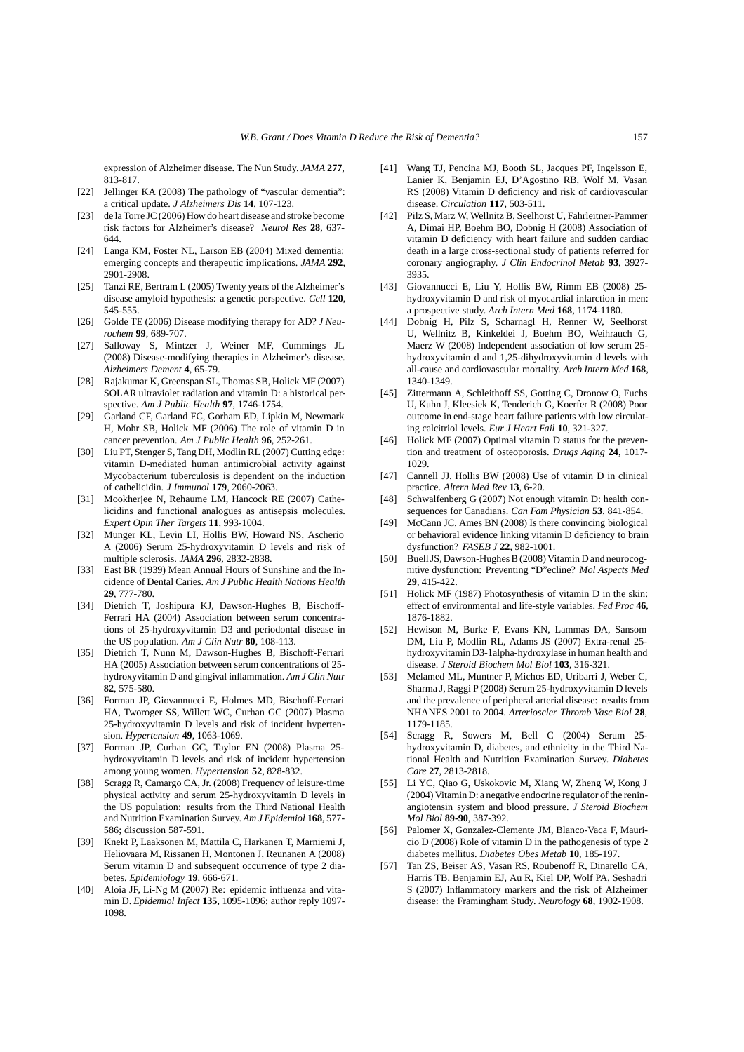expression of Alzheimer disease. The Nun Study. *JAMA* **277**, 813-817.

[22] Jellinger KA (2008) The pathology of "vascular dementia": a critical update. *J Alzheimers Dis* **14**, 107-123.

[23] de la Torre JC (2006) How do heart disease and stroke become risk factors for Alzheimer's disease? *Neurol Res* **28**, 637-644.

[24] Langa KM, Foster NL, Larson EB (2004) Mixed dementia: emerging concepts and therapeutic implications. *JAMA* **292**, 2901-2908.

[25] Tanzi RE, Bertram L (2005) Twenty years of the Alzheimer's disease amyloid hypothesis: a genetic perspective. *Cell* **120**, 545-555.

[26] Golde TE (2006) Disease modifying therapy for AD? *J Neurochem* **99**, 689-707.

[27] Salloway S, Mintzer J, Weiner MF, Cummings JL (2008) Disease-modifying therapies in Alzheimer's disease. *Alzheimers Dement* **4**, 65-79.

[28] Rajakumar K, Greenspan SL, Thomas SB, Holick MF (2007) SOLAR ultraviolet radiation and vitamin D: a historical perspective. *Am J Public Health* **97**, 1746-1754.

[29] Garland CF, Garland FC, Gorham ED, Lipkin M, Newmark H, Mohr SB, Holick MF (2006) The role of vitamin D in cancer prevention. *Am J Public Health* **96**, 252-261.

[30] Liu PT, Stenger S, Tang DH, Modlin RL (2007) Cutting edge: vitamin D-mediated human antimicrobial activity against Mycobacterium tuberculosis is dependent on the induction of cathelicidin. *J Immunol* **179**, 2060-2063.

[31] Mookherjee N, Rehaume LM, Hancock RE (2007) Cathelicidins and functional analogues as antisepsis molecules. *Expert Opin Ther Targets* **11**, 993-1004.

[32] Munger KL, Levin LI, Hollis BW, Howard NS, Ascherio A (2006) Serum 25-hydroxyvitamin D levels and risk of multiple sclerosis. *JAMA* **296**, 2832-2838.

[33] East BR (1939) Mean Annual Hours of Sunshine and the Incidence of Dental Caries. *Am J Public Health Nations Health* **29**, 777-780.

[34] Dietrich T, Joshipura KJ, Dawson-Hughes B, Bischoff-Ferrari HA (2004) Association between serum concentrations of 25-hydroxyvitamin D3 and periodontal disease in the US population. *Am J Clin Nutr* **80**, 108-113.

[35] Dietrich T, Nunn M, Dawson-Hughes B, Bischoff-Ferrari HA (2005) Association between serum concentrations of 25-hydroxyvitamin D and gingival inflammation. *Am J Clin Nutr* **82**, 575-580.

[36] Forman JP, Giovannucci E, Holmes MD, Bischoff-Ferrari HA, Tworoger SS, Willett WC, Curhan GC (2007) Plasma 25-hydroxyvitamin D levels and risk of incident hypertension. *Hypertension* **49**, 1063-1069.

[37] Forman JP, Curhan GC, Taylor EN (2008) Plasma 25-hydroxyvitamin D levels and risk of incident hypertension among young women. *Hypertension* **52**, 828-832.

[38] Scragg R, Camargo CA, Jr. (2008) Frequency of leisure-time physical activity and serum 25-hydroxyvitamin D levels in the US population: results from the Third National Health and Nutrition Examination Survey. *Am J Epidemiol* **168**, 577-586; discussion 587-591.

[39] Knekt P, Laaksonen M, Mattila C, Harkanen T, Marniemi J, Heliovaara M, Rissanen H, Montonen J, Reunanen A (2008) Serum vitamin D and subsequent occurrence of type 2 diabetes. *Epidemiology* **19**, 666-671.

[40] Aloia JF, Li-Ng M (2007) Re: epidemic influenza and vitamin D. *Epidemiol Infect* **135**, 1095-1096; author reply 1097-1098.

[41] Wang TJ, Pencina MJ, Booth SL, Jacques PF, Ingelsson E, Lanier K, Benjamin EJ, D'Agostino RB, Wolf M, Vasan RS (2008) Vitamin D deficiency and risk of cardiovascular disease. *Circulation* **117**, 503-511.

[42] Pilz S, Marz W, Wellnitz B, Seelhorst U, Fahrleitner-Pammer A, Dimai HP, Boehm BO, Dobnig H (2008) Association of vitamin D deficiency with heart failure and sudden cardiac death in a large cross-sectional study of patients referred for coronary angiography. *J Clin Endocrinol Metab* **93**, 3927-3935.

[43] Giovannucci E, Liu Y, Hollis BW, Rimm EB (2008) 25-hydroxyvitamin D and risk of myocardial infarction in men: a prospective study. *Arch Intern Med* **168**, 1174-1180.

[44] Dobnig H, Pilz S, Scharnagl H, Renner W, Seelhorst U, Wellnitz B, Kinkeldei J, Boehm BO, Weihrauch G, Maerz W (2008) Independent association of low serum 25-hydroxyvitamin d and 1,25-dihydroxyvitamin d levels with all-cause and cardiovascular mortality. *Arch Intern Med* **168**, 1340-1349.

[45] Zittermann A, Schleithoff SS, Gotting C, Dronow O, Fuchs U, Kuhn J, Kleesiek K, Tenderich G, Koerfer R (2008) Poor outcome in end-stage heart failure patients with low circulating calcitriol levels. *Eur J Heart Fail* **10**, 321-327.

[46] Holick MF (2007) Optimal vitamin D status for the prevention and treatment of osteoporosis. *Drugs Aging* **24**, 1017-1029.

[47] Cannell JJ, Hollis BW (2008) Use of vitamin D in clinical practice. *Altern Med Rev* **13**, 6-20.

[48] Schwalfenberg G (2007) Not enough vitamin D: health consequences for Canadians. *Can Fam Physician* **53**, 841-854.

[49] McCann JC, Ames BN (2008) Is there convincing biological or behavioral evidence linking vitamin D deficiency to brain dysfunction? *FASEB J* **22**, 982-1001.

[50] Buell JS, Dawson-Hughes B (2008) Vitamin D and neurocognitive dysfunction: Preventing "D"ecline? *Mol Aspects Med* **29**, 415-422.

[51] Holick MF (1987) Photosynthesis of vitamin D in the skin: effect of environmental and life-style variables. *Fed Proc* **46**, 1876-1882.

[52] Hewison M, Burke F, Evans KN, Lammas DA, Sansom DM, Liu P, Modlin RL, Adams JS (2007) Extra-renal 25-hydroxyvitamin D3-1alpha-hydroxylase in human health and disease. *J Steroid Biochem Mol Biol* **103**, 316-321.

[53] Melamed ML, Muntner P, Michos ED, Uribarri J, Weber C, Sharma J, Raggi P (2008) Serum 25-hydroxyvitamin D levels and the prevalence of peripheral arterial disease: results from NHANES 2001 to 2004. *Arterioscler Thromb Vasc Biol* **28**, 1179-1185.

[54] Scragg R, Sowers M, Bell C (2004) Serum 25-hydroxyvitamin D, diabetes, and ethnicity in the Third National Health and Nutrition Examination Survey. *Diabetes Care* **27**, 2813-2818.

[55] Li YC, Qiao G, Uskokovic M, Xiang W, Zheng W, Kong J (2004) Vitamin D: a negative endocrine regulator of the renin-angiotensin system and blood pressure. *J Steroid Biochem Mol Biol* **89-90**, 387-392.

[56] Palomer X, Gonzalez-Clemente JM, Blanco-Vaca F, Mauricio D (2008) Role of vitamin D in the pathogenesis of type 2 diabetes mellitus. *Diabetes Obes Metab* **10**, 185-197.

[57] Tan ZS, Beiser AS, Vasan RS, Roubenoff R, Dinarello CA, Harris TB, Benjamin EJ, Au R, Kiel DP, Wolf PA, Seshadri S (2007) Inflammatory markers and the risk of Alzheimer disease: the Framingham Study. *Neurology* **68**, 1902-1908.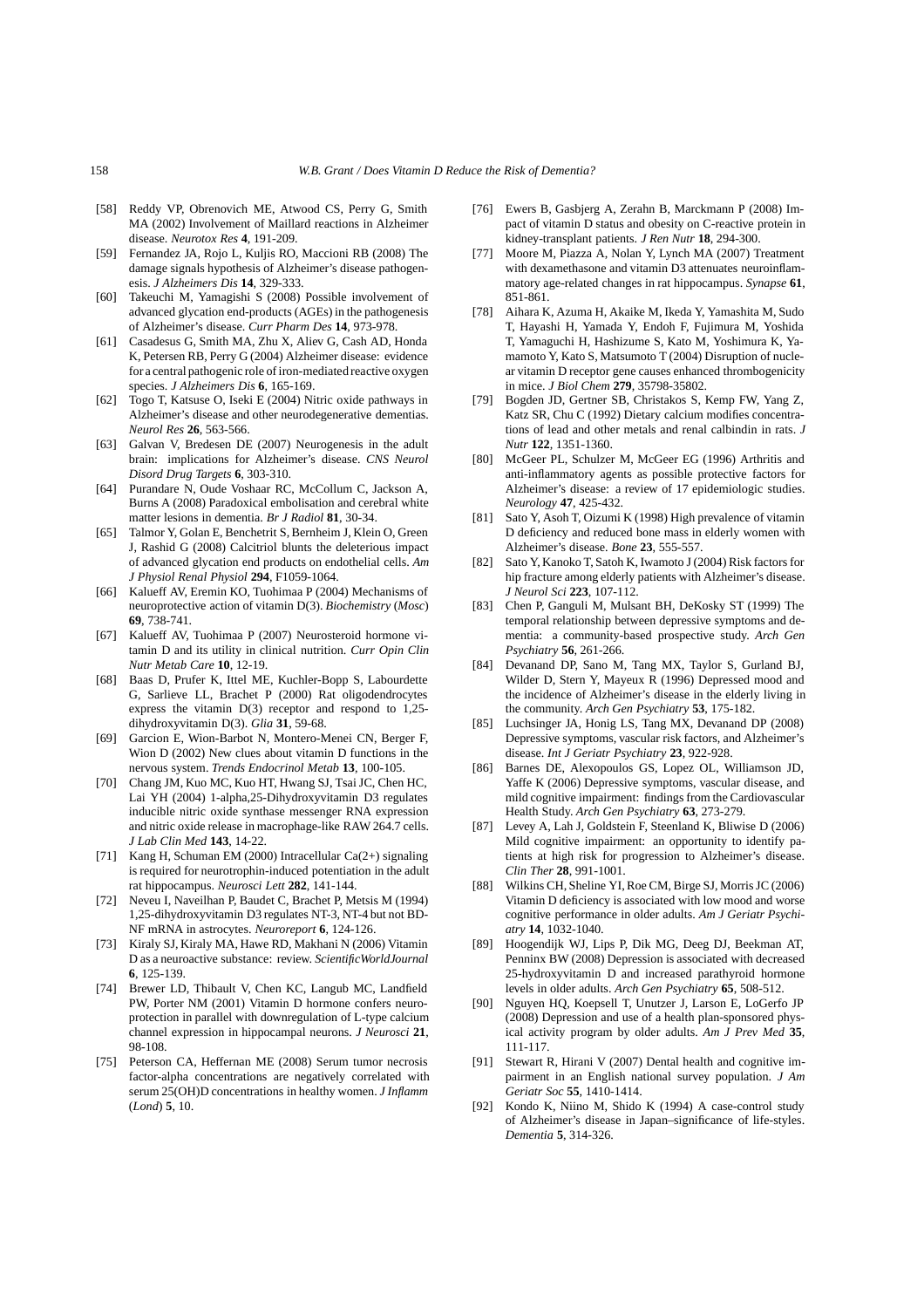[58] Reddy VP, Obrenovich ME, Atwood CS, Perry G, Smith MA (2002) Involvement of Maillard reactions in Alzheimer disease. *Neurotox Res* **4**, 191-209.

[59] Fernandez JA, Rojo L, Kuljis RO, Maccioni RB (2008) The damage signals hypothesis of Alzheimer's disease pathogenesis. *J Alzheimers Dis* **14**, 329-333.

[60] Takeuchi M, Yamagishi S (2008) Possible involvement of advanced glycation end-products (AGEs) in the pathogenesis of Alzheimer's disease. *Curr Pharm Des* **14**, 973-978.

[61] Casadesus G, Smith MA, Zhu X, Aliev G, Cash AD, Honda K, Petersen RB, Perry G (2004) Alzheimer disease: evidence for a central pathogenic role of iron-mediated reactive oxygen species. *J Alzheimers Dis* **6**, 165-169.

[62] Togo T, Katsuse O, Iseki E (2004) Nitric oxide pathways in Alzheimer's disease and other neurodegenerative dementias. *Neurol Res* **26**, 563-566.

[63] Galvan V, Bredesen DE (2007) Neurogenesis in the adult brain: implications for Alzheimer's disease. *CNS Neurol Disord Drug Targets* **6**, 303-310.

[64] Purandare N, Oude Voshaar RC, McCollum C, Jackson A, Burns A (2008) Paradoxical embolisation and cerebral white matter lesions in dementia. *Br J Radiol* **81**, 30-34.

[65] Talmor Y, Golan E, Benchetrit S, Bernheim J, Klein O, Green J, Rashid G (2008) Calcitriol blunts the deleterious impact of advanced glycation end products on endothelial cells. *Am J Physiol Renal Physiol* **294**, F1059-1064.

[66] Kalueff AV, Eremin KO, Tuohimaa P (2004) Mechanisms of neuroprotective action of vitamin D(3). *Biochemistry* (*Mosc*) **69**, 738-741.

[67] Kalueff AV, Tuohimaa P (2007) Neurosteroid hormone vitamin D and its utility in clinical nutrition. *Curr Opin Clin Nutr Metab Care* **10**, 12-19.

[68] Baas D, Prufer K, Ittel ME, Kuchler-Bopp S, Labourdette G, Sarlieve LL, Brachet P (2000) Rat oligodendrocytes express the vitamin D(3) receptor and respond to 1,25-dihydroxyvitamin D(3). *Glia* **31**, 59-68.

[69] Garcion E, Wion-Barbot N, Montero-Menei CN, Berger F, Wion D (2002) New clues about vitamin D functions in the nervous system. *Trends Endocrinol Metab* **13**, 100-105.

[70] Chang JM, Kuo MC, Kuo HT, Hwang SJ, Tsai JC, Chen HC, Lai YH (2004) 1-alpha,25-Dihydroxyvitamin D3 regulates inducible nitric oxide synthase messenger RNA expression and nitric oxide release in macrophage-like RAW 264.7 cells. *J Lab Clin Med* **143**, 14-22.

[71] Kang H, Schuman EM (2000) Intracellular Ca(2+) signaling is required for neurotrophin-induced potentiation in the adult rat hippocampus. *Neurosci Lett* **282**, 141-144.

[72] Neveu I, Naveilhan P, Baudet C, Brachet P, Metsis M (1994) 1,25-dihydroxyvitamin D3 regulates NT-3, NT-4 but not BDNF mRNA in astrocytes. *Neuroreport* **6**, 124-126.

[73] Kiraly SJ, Kiraly MA, Hawe RD, Makhani N (2006) Vitamin D as a neuroactive substance: review. *ScientificWorldJournal* **6**, 125-139.

[74] Brewer LD, Thibault V, Chen KC, Langub MC, Landfield PW, Porter NM (2001) Vitamin D hormone confers neuroprotection in parallel with downregulation of L-type calcium channel expression in hippocampal neurons. *J Neurosci* **21**, 98-108.

[75] Peterson CA, Heffernan ME (2008) Serum tumor necrosis factor-alpha concentrations are negatively correlated with serum 25(OH)D concentrations in healthy women. *J Inflamm* (*Lond*) **5**, 10.

[76] Ewers B, Gasbjerg A, Zerahn B, Marckmann P (2008) Impact of vitamin D status and obesity on C-reactive protein in kidney-transplant patients. *J Ren Nutr* **18**, 294-300.

[77] Moore M, Piazza A, Nolan Y, Lynch MA (2007) Treatment with dexamethasone and vitamin D3 attenuates neuroinflammatory age-related changes in rat hippocampus. *Synapse* **61**, 851-861.

[78] Aihara K, Azuma H, Akaike M, Ikeda Y, Yamashita M, Sudo T, Hayashi H, Yamada Y, Endoh F, Fujimura M, Yoshida T, Yamaguchi H, Hashizume S, Kato M, Yoshimura K, Yamamoto Y, Kato S, Matsumoto T (2004) Disruption of nuclear vitamin D receptor gene causes enhanced thrombogenicity in mice. *J Biol Chem* **279**, 35798-35802.

[79] Bogden JD, Gertner SB, Christakos S, Kemp FW, Yang Z, Katz SR, Chu C (1992) Dietary calcium modifies concentrations of lead and other metals and renal calbindin in rats. *J Nutr* **122**, 1351-1360.

[80] McGeer PL, Schulzer M, McGeer EG (1996) Arthritis and anti-inflammatory agents as possible protective factors for Alzheimer's disease: a review of 17 epidemiologic studies. *Neurology* **47**, 425-432.

[81] Sato Y, Asoh T, Oizumi K (1998) High prevalence of vitamin D deficiency and reduced bone mass in elderly women with Alzheimer's disease. *Bone* **23**, 555-557.

[82] Sato Y, Kanoko T, Satoh K, Iwamoto J (2004) Risk factors for hip fracture among elderly patients with Alzheimer's disease. *J Neurol Sci* **223**, 107-112.

[83] Chen P, Ganguli M, Mulsant BH, DeKosky ST (1999) The temporal relationship between depressive symptoms and dementia: a community-based prospective study. *Arch Gen Psychiatry* **56**, 261-266.

[84] Devanand DP, Sano M, Tang MX, Taylor S, Gurland BJ, Wilder D, Stern Y, Mayeux R (1996) Depressed mood and the incidence of Alzheimer's disease in the elderly living in the community. *Arch Gen Psychiatry* **53**, 175-182.

[85] Luchsinger JA, Honig LS, Tang MX, Devanand DP (2008) Depressive symptoms, vascular risk factors, and Alzheimer's disease. *Int J Geriatr Psychiatry* **23**, 922-928.

[86] Barnes DE, Alexopoulos GS, Lopez OL, Williamson JD, Yaffe K (2006) Depressive symptoms, vascular disease, and mild cognitive impairment: findings from the Cardiovascular Health Study. *Arch Gen Psychiatry* **63**, 273-279.

[87] Levey A, Lah J, Goldstein F, Steenland K, Bliwise D (2006) Mild cognitive impairment: an opportunity to identify patients at high risk for progression to Alzheimer's disease. *Clin Ther* **28**, 991-1001.

[88] Wilkins CH, Sheline YI, Roe CM, Birge SJ, Morris JC (2006) Vitamin D deficiency is associated with low mood and worse cognitive performance in older adults. *Am J Geriatr Psychiatry* **14**, 1032-1040.

[89] Hoogendijk WJ, Lips P, Dik MG, Deeg DJ, Beekman AT, Penninx BW (2008) Depression is associated with decreased 25-hydroxyvitamin D and increased parathyroid hormone levels in older adults. *Arch Gen Psychiatry* **65**, 508-512.

[90] Nguyen HQ, Koepsell T, Unutzer J, Larson E, LoGerfo JP (2008) Depression and use of a health plan-sponsored physical activity program by older adults. *Am J Prev Med* **35**, 111-117.

[91] Stewart R, Hirani V (2007) Dental health and cognitive impairment in an English national survey population. *J Am Geriatr Soc* **55**, 1410-1414.

[92] Kondo K, Niino M, Shido K (1994) A case-control study of Alzheimer's disease in Japan–significance of life-styles. *Dementia* **5**, 314-326.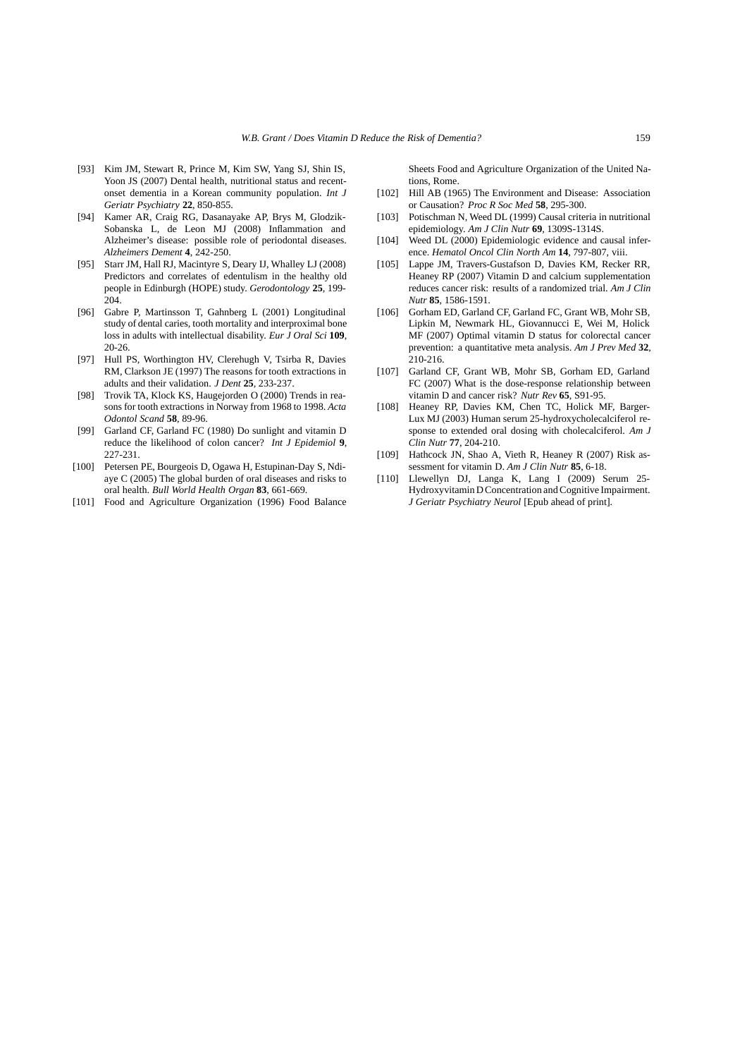[93] Kim JM, Stewart R, Prince M, Kim SW, Yang SJ, Shin IS, Yoon JS (2007) Dental health, nutritional status and recent-onset dementia in a Korean community population. *Int J Geriatr Psychiatry* **22**, 850-855.

[94] Kamer AR, Craig RG, Dasanayake AP, Brys M, Glodzik-Sobanska L, de Leon MJ (2008) Inflammation and Alzheimer's disease: possible role of periodontal diseases. *Alzheimers Dement* **4**, 242-250.

[95] Starr JM, Hall RJ, Macintyre S, Deary IJ, Whalley LJ (2008) Predictors and correlates of edentulism in the healthy old people in Edinburgh (HOPE) study. *Gerodontology* **25**, 199-204.

[96] Gabre P, Martinsson T, Gahnberg L (2001) Longitudinal study of dental caries, tooth mortality and interproximal bone loss in adults with intellectual disability. *Eur J Oral Sci* **109**, 20-26.

[97] Hull PS, Worthington HV, Clerehugh V, Tsirba R, Davies RM, Clarkson JE (1997) The reasons for tooth extractions in adults and their validation. *J Dent* **25**, 233-237.

[98] Trovik TA, Klock KS, Haugejorden O (2000) Trends in reasons for tooth extractions in Norway from 1968 to 1998. *Acta Odontol Scand* **58**, 89-96.

[99] Garland CF, Garland FC (1980) Do sunlight and vitamin D reduce the likelihood of colon cancer? *Int J Epidemiol* **9**, 227-231.

[100] Petersen PE, Bourgeois D, Ogawa H, Estupinan-Day S, Ndiaye C (2005) The global burden of oral diseases and risks to oral health. *Bull World Health Organ* **83**, 661-669.

[101] Food and Agriculture Organization (1996) Food Balance Sheets Food and Agriculture Organization of the United Nations, Rome.

[102] Hill AB (1965) The Environment and Disease: Association or Causation? *Proc R Soc Med* **58**, 295-300.

[103] Potischman N, Weed DL (1999) Causal criteria in nutritional epidemiology. *Am J Clin Nutr* **69**, 1309S-1314S.

[104] Weed DL (2000) Epidemiologic evidence and causal inference. *Hematol Oncol Clin North Am* **14**, 797-807, viii.

[105] Lappe JM, Travers-Gustafson D, Davies KM, Recker RR, Heaney RP (2007) Vitamin D and calcium supplementation reduces cancer risk: results of a randomized trial. *Am J Clin Nutr* **85**, 1586-1591.

[106] Gorham ED, Garland CF, Garland FC, Grant WB, Mohr SB, Lipkin M, Newmark HL, Giovannucci E, Wei M, Holick MF (2007) Optimal vitamin D status for colorectal cancer prevention: a quantitative meta analysis. *Am J Prev Med* **32**, 210-216.

[107] Garland CF, Grant WB, Mohr SB, Gorham ED, Garland FC (2007) What is the dose-response relationship between vitamin D and cancer risk? *Nutr Rev* **65**, S91-95.

[108] Heaney RP, Davies KM, Chen TC, Holick MF, Barger-Lux MJ (2003) Human serum 25-hydroxycholecalciferol response to extended oral dosing with cholecalciferol. *Am J Clin Nutr* **77**, 204-210.

[109] Hathcock JN, Shao A, Vieth R, Heaney R (2007) Risk assessment for vitamin D. *Am J Clin Nutr* **85**, 6-18.

[110] Llewellyn DJ, Langa K, Lang I (2009) Serum 25-Hydroxyvitamin D Concentration and Cognitive Impairment. *J Geriatr Psychiatry Neurol* [Epub ahead of print].